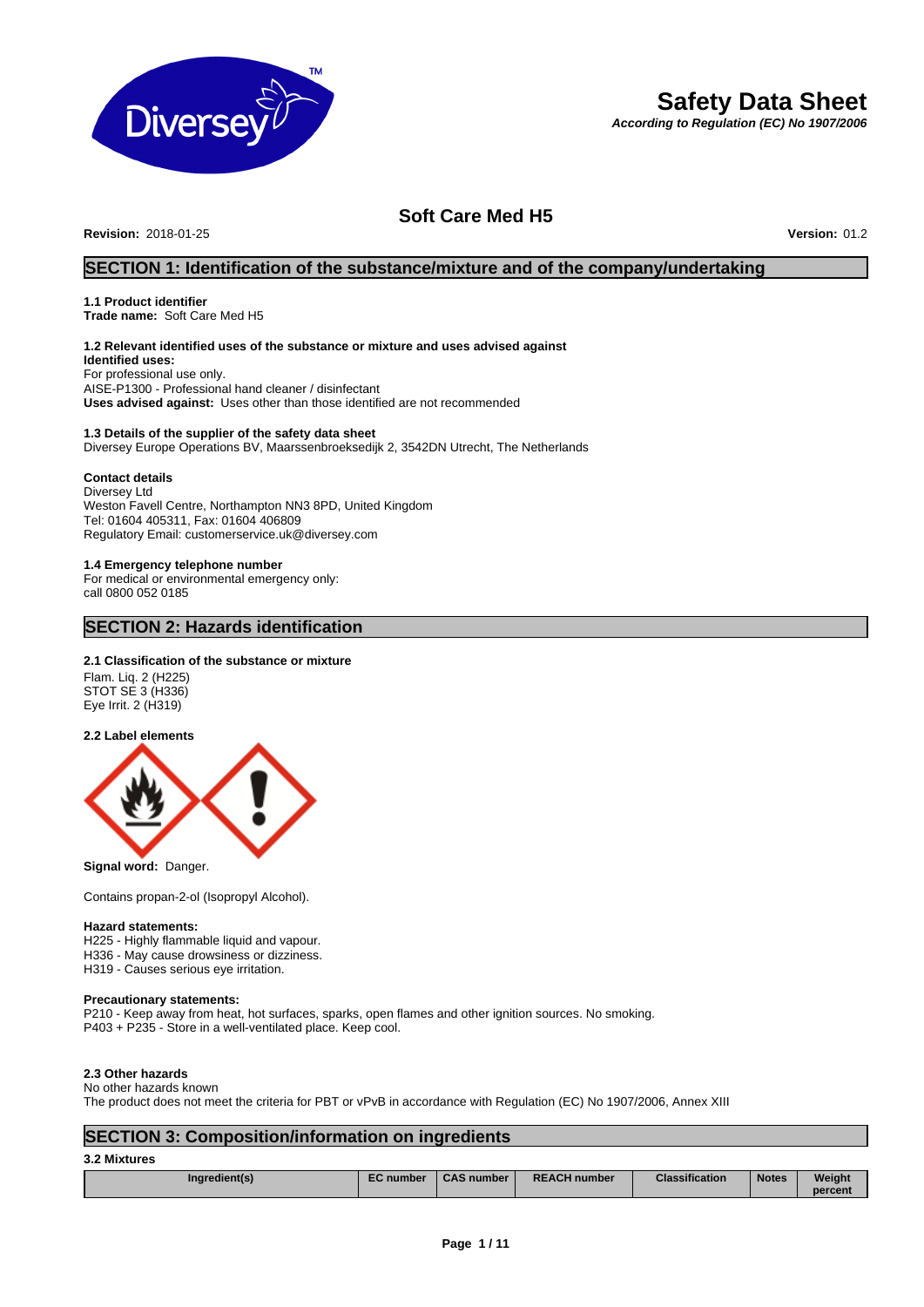# Safety Data Sheet

***According to Regulation (EC) No 1907/2006***

## Soft Care Med H5

**Revision:** 2018-01-25 **Version:** 01.2

## SECTION 1: Identification of the substance/mixture and of the company/undertaking

**1.1 Product identifier**
**Trade name:** Soft Care Med H5

**1.2 Relevant identified uses of the substance or mixture and uses advised against**
**Identified uses:**
For professional use only.
AISE-P1300 - Professional hand cleaner / disinfectant
**Uses advised against:** Uses other than those identified are not recommended

**1.3 Details of the supplier of the safety data sheet**
Diversey Europe Operations BV, Maarssenbroeksedijk 2, 3542DN Utrecht, The Netherlands

**Contact details**
Diversey Ltd
Weston Favell Centre, Northampton NN3 8PD, United Kingdom
Tel: 01604 405311, Fax: 01604 406809
Regulatory Email: customerservice.uk@diversey.com

**1.4 Emergency telephone number**
For medical or environmental emergency only:
call 0800 052 0185

## SECTION 2: Hazards identification

**2.1 Classification of the substance or mixture**
Flam. Liq. 2 (H225)
STOT SE 3 (H336)
Eye Irrit. 2 (H319)

**2.2 Label elements**

**Signal word:** Danger.

Contains propan-2-ol (Isopropyl Alcohol).

**Hazard statements:**
H225 - Highly flammable liquid and vapour.
H336 - May cause drowsiness or dizziness.
H319 - Causes serious eye irritation.

**Precautionary statements:**
P210 - Keep away from heat, hot surfaces, sparks, open flames and other ignition sources. No smoking.
P403 + P235 - Store in a well-ventilated place. Keep cool.

**2.3 Other hazards**
No other hazards known
The product does not meet the criteria for PBT or vPvB in accordance with Regulation (EC) No 1907/2006, Annex XIII

## SECTION 3: Composition/information on ingredients

**3.2 Mixtures**

| Ingredient(s) | EC number | CAS number | REACH number | Classification | Notes | Weight percent |
|---|---|---|---|---|---|---|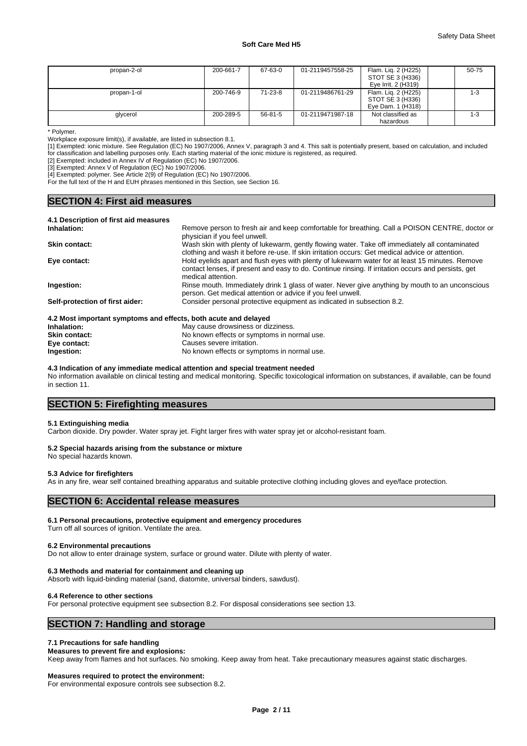| propan-2-ol | 200-661-7 | 67-63-0 | 01-2119457558-25 | Flam. Liq. 2 (H225)<br>STOT SE 3 (H336)<br>Eye Irrit. 2 (H319) | | 50-75 |
|---|---|---|---|---|---|---|
| propan-1-ol | 200-746-9 | 71-23-8 | 01-2119486761-29 | Flam. Liq. 2 (H225)<br>STOT SE 3 (H336)<br>Eye Dam. 1 (H318) | | 1-3 |
| glycerol | 200-289-5 | 56-81-5 | 01-2119471987-18 | Not classified as hazardous | | 1-3 |

\* Polymer.

Workplace exposure limit(s), if available, are listed in subsection 8.1.

[1] Exempted: ionic mixture. See Regulation (EC) No 1907/2006, Annex V, paragraph 3 and 4. This salt is potentially present, based on calculation, and included for classification and labelling purposes only. Each starting material of the ionic mixture is registered, as required.

[2] Exempted: included in Annex IV of Regulation (EC) No 1907/2006.

[3] Exempted: Annex V of Regulation (EC) No 1907/2006.

[4] Exempted: polymer. See Article 2(9) of Regulation (EC) No 1907/2006.

For the full text of the H and EUH phrases mentioned in this Section, see Section 16.

## SECTION 4: First aid measures

### 4.1 Description of first aid measures

**Inhalation:** Remove person to fresh air and keep comfortable for breathing. Call a POISON CENTRE, doctor or physician if you feel unwell.

**Skin contact:** Wash skin with plenty of lukewarm, gently flowing water. Take off immediately all contaminated clothing and wash it before re-use. If skin irritation occurs: Get medical advice or attention.

**Eye contact:** Hold eyelids apart and flush eyes with plenty of lukewarm water for at least 15 minutes. Remove contact lenses, if present and easy to do. Continue rinsing. If irritation occurs and persists, get medical attention.

**Ingestion:** Rinse mouth. Immediately drink 1 glass of water. Never give anything by mouth to an unconscious person. Get medical attention or advice if you feel unwell.

**Self-protection of first aider:** Consider personal protective equipment as indicated in subsection 8.2.

### 4.2 Most important symptoms and effects, both acute and delayed

**Inhalation:** May cause drowsiness or dizziness.

**Skin contact:** No known effects or symptoms in normal use.

**Eye contact:** Causes severe irritation.

**Ingestion:** No known effects or symptoms in normal use.

### 4.3 Indication of any immediate medical attention and special treatment needed

No information available on clinical testing and medical monitoring. Specific toxicological information on substances, if available, can be found in section 11.

## SECTION 5: Firefighting measures

### 5.1 Extinguishing media

Carbon dioxide. Dry powder. Water spray jet. Fight larger fires with water spray jet or alcohol-resistant foam.

### 5.2 Special hazards arising from the substance or mixture

No special hazards known.

### 5.3 Advice for firefighters

As in any fire, wear self contained breathing apparatus and suitable protective clothing including gloves and eye/face protection.

## SECTION 6: Accidental release measures

### 6.1 Personal precautions, protective equipment and emergency procedures

Turn off all sources of ignition. Ventilate the area.

### 6.2 Environmental precautions

Do not allow to enter drainage system, surface or ground water. Dilute with plenty of water.

### 6.3 Methods and material for containment and cleaning up

Absorb with liquid-binding material (sand, diatomite, universal binders, sawdust).

### 6.4 Reference to other sections

For personal protective equipment see subsection 8.2. For disposal considerations see section 13.

## SECTION 7: Handling and storage

### 7.1 Precautions for safe handling

**Measures to prevent fire and explosions:**

Keep away from flames and hot surfaces. No smoking. Keep away from heat. Take precautionary measures against static discharges.

**Measures required to protect the environment:**

For environmental exposure controls see subsection 8.2.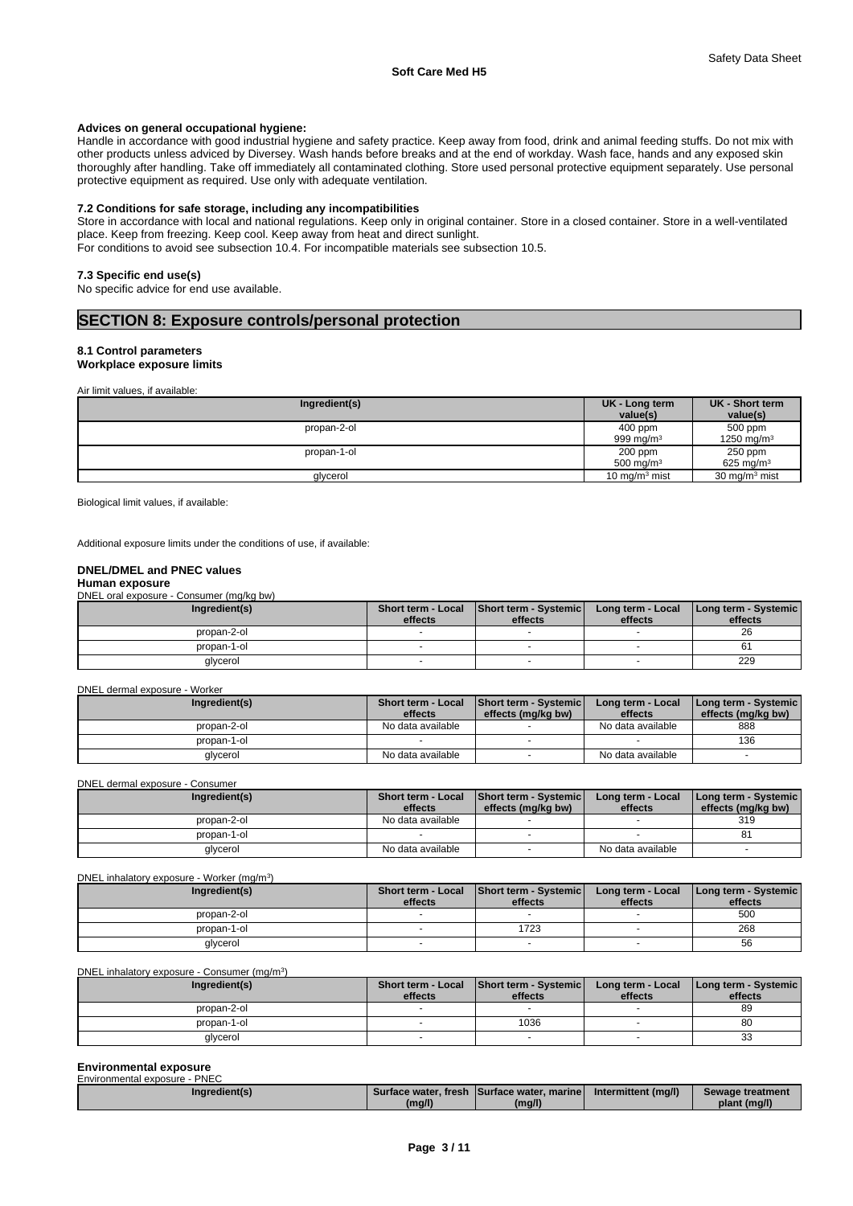**Advices on general occupational hygiene:**
Handle in accordance with good industrial hygiene and safety practice. Keep away from food, drink and animal feeding stuffs. Do not mix with other products unless adviced by Diversey. Wash hands before breaks and at the end of workday. Wash face, hands and any exposed skin thoroughly after handling. Take off immediately all contaminated clothing. Store used personal protective equipment separately. Use personal protective equipment as required. Use only with adequate ventilation.

**7.2 Conditions for safe storage, including any incompatibilities**
Store in accordance with local and national regulations. Keep only in original container. Store in a closed container. Store in a well-ventilated place. Keep from freezing. Keep cool. Keep away from heat and direct sunlight.
For conditions to avoid see subsection 10.4. For incompatible materials see subsection 10.5.

**7.3 Specific end use(s)**
No specific advice for end use available.

## SECTION 8: Exposure controls/personal protection

**8.1 Control parameters**
**Workplace exposure limits**

Air limit values, if available:

| Ingredient(s) | UK - Long term value(s) | UK - Short term value(s) |
|---|---|---|
| propan-2-ol | 400 ppm<br>999 mg/m³ | 500 ppm<br>1250 mg/m³ |
| propan-1-ol | 200 ppm<br>500 mg/m³ | 250 ppm<br>625 mg/m³ |
| glycerol | 10 mg/m³ mist | 30 mg/m³ mist |

Biological limit values, if available:

Additional exposure limits under the conditions of use, if available:

**DNEL/DMEL and PNEC values**
**Human exposure**

DNEL oral exposure - Consumer (mg/kg bw)

| Ingredient(s) | Short term - Local effects | Short term - Systemic effects | Long term - Local effects | Long term - Systemic effects |
|---|---|---|---|---|
| propan-2-ol | - | - | - | 26 |
| propan-1-ol | - | - | - | 61 |
| glycerol | - | - | - | 229 |

DNEL dermal exposure - Worker

| Ingredient(s) | Short term - Local effects | Short term - Systemic effects (mg/kg bw) | Long term - Local effects | Long term - Systemic effects (mg/kg bw) |
|---|---|---|---|---|
| propan-2-ol | No data available | - | No data available | 888 |
| propan-1-ol | - | - | - | 136 |
| glycerol | No data available | - | No data available | - |

DNEL dermal exposure - Consumer

| Ingredient(s) | Short term - Local effects | Short term - Systemic effects (mg/kg bw) | Long term - Local effects | Long term - Systemic effects (mg/kg bw) |
|---|---|---|---|---|
| propan-2-ol | No data available | - | - | 319 |
| propan-1-ol | - | - | - | 81 |
| glycerol | No data available | - | No data available | - |

DNEL inhalatory exposure - Worker (mg/m³)

| Ingredient(s) | Short term - Local effects | Short term - Systemic effects | Long term - Local effects | Long term - Systemic effects |
|---|---|---|---|---|
| propan-2-ol | - | - | - | 500 |
| propan-1-ol | - | 1723 | - | 268 |
| glycerol | - | - | - | 56 |

DNEL inhalatory exposure - Consumer (mg/m³)

| Ingredient(s) | Short term - Local effects | Short term - Systemic effects | Long term - Local effects | Long term - Systemic effects |
|---|---|---|---|---|
| propan-2-ol | - | - | - | 89 |
| propan-1-ol | - | 1036 | - | 80 |
| glycerol | - | - | - | 33 |

**Environmental exposure**

Environmental exposure - PNEC

| Ingredient(s) | Surface water, fresh (mg/l) | Surface water, marine (mg/l) | Intermittent (mg/l) | Sewage treatment plant (mg/l) |
|---|---|---|---|---|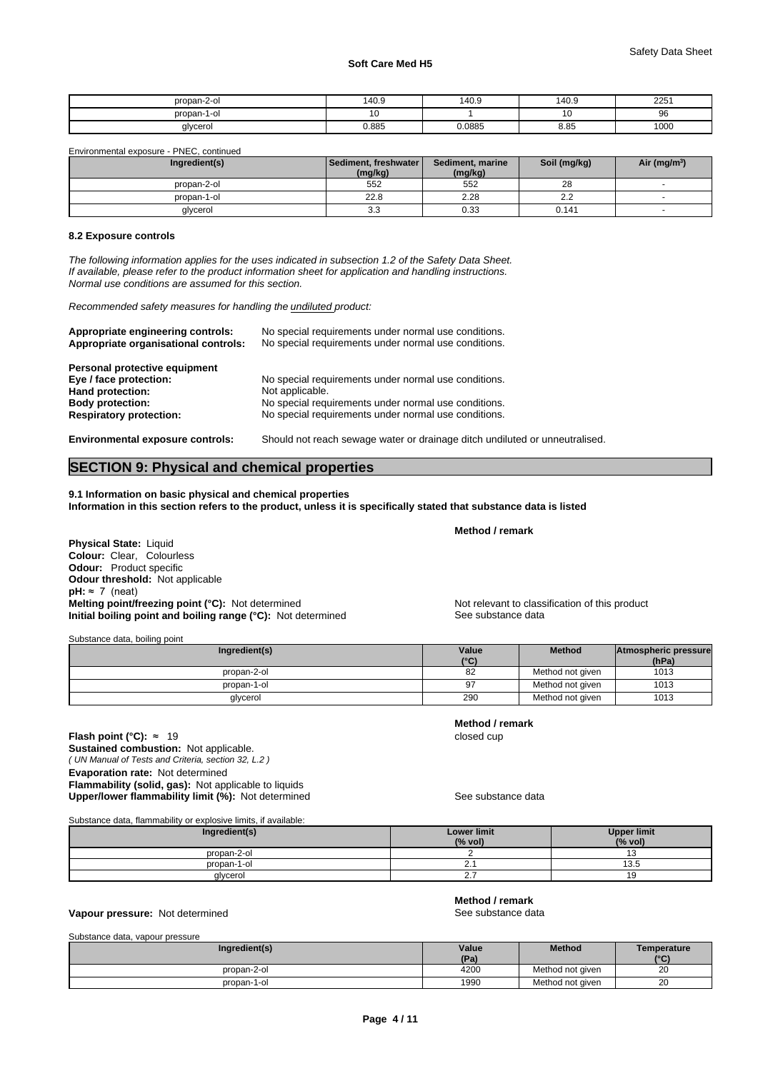| propan-2-ol | 140.9 | 140.9 | 140.9 | 2251 |
|---|---|---|---|---|
| propan-1-ol | 10 | 1 | 10 | 96 |
| glycerol | 0.885 | 0.0885 | 8.85 | 1000 |

Environmental exposure - PNEC, continued

| Ingredient(s) | Sediment, freshwater (mg/kg) | Sediment, marine (mg/kg) | Soil (mg/kg) | Air ($mg/m^3$) |
|---|---|---|---|---|
| propan-2-ol | 552 | 552 | 28 | - |
| propan-1-ol | 22.8 | 2.28 | 2.2 | - |
| glycerol | 3.3 | 0.33 | 0.141 | - |

### 8.2 Exposure controls

*The following information applies for the uses indicated in subsection 1.2 of the Safety Data Sheet. If available, please refer to the product information sheet for application and handling instructions. Normal use conditions are assumed for this section.*

*Recommended safety measures for handling the undiluted product:*

**Appropriate engineering controls:** No special requirements under normal use conditions.
**Appropriate organisational controls:** No special requirements under normal use conditions.

**Personal protective equipment**
**Eye / face protection:** No special requirements under normal use conditions.
**Hand protection:** Not applicable.
**Body protection:** No special requirements under normal use conditions.
**Respiratory protection:** No special requirements under normal use conditions.

**Environmental exposure controls:** Should not reach sewage water or drainage ditch undiluted or unneutralised.

## SECTION 9: Physical and chemical properties

**9.1 Information on basic physical and chemical properties**
**Information in this section refers to the product, unless it is specifically stated that substance data is listed**

**Method / remark**

**Physical State:** Liquid
**Colour:** Clear, Colourless
**Odour:** Product specific
**Odour threshold:** Not applicable
**pH:** ≈ 7 (neat)
**Melting point/freezing point (°C):** Not determined — Not relevant to classification of this product
**Initial boiling point and boiling range (°C):** Not determined — See substance data

Substance data, boiling point

| Ingredient(s) | Value (°C) | Method | Atmospheric pressure (hPa) |
|---|---|---|---|
| propan-2-ol | 82 | Method not given | 1013 |
| propan-1-ol | 97 | Method not given | 1013 |
| glycerol | 290 | Method not given | 1013 |

**Method / remark**

**Flash point (°C):** ≈ 19 — closed cup
**Sustained combustion:** Not applicable.
*( UN Manual of Tests and Criteria, section 32, L.2 )*
**Evaporation rate:** Not determined
**Flammability (solid, gas):** Not applicable to liquids
**Upper/lower flammability limit (%):** Not determined — See substance data

Substance data, flammability or explosive limits, if available:

| Ingredient(s) | Lower limit (% vol) | Upper limit (% vol) |
|---|---|---|
| propan-2-ol | 2 | 13 |
| propan-1-ol | 2.1 | 13.5 |
| glycerol | 2.7 | 19 |

**Method / remark**

**Vapour pressure:** Not determined — See substance data

Substance data, vapour pressure

| Ingredient(s) | Value (Pa) | Method | Temperature (°C) |
|---|---|---|---|
| propan-2-ol | 4200 | Method not given | 20 |
| propan-1-ol | 1990 | Method not given | 20 |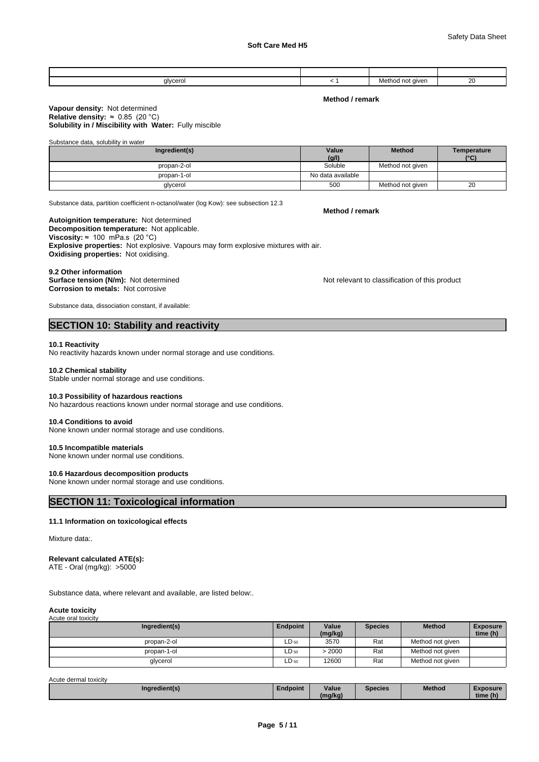| | | | |
|---|---|---|---|
| glycerol | < 1 | Method not given | 20 |

**Method / remark**

**Vapour density:** Not determined
**Relative density:** ≈ 0.85 (20 °C)
**Solubility in / Miscibility with Water:** Fully miscible

Substance data, solubility in water

| Ingredient(s) | Value (g/l) | Method | Temperature (°C) |
|---|---|---|---|
| propan-2-ol | Soluble | Method not given | |
| propan-1-ol | No data available | | |
| glycerol | 500 | Method not given | 20 |

Substance data, partition coefficient n-octanol/water (log Kow): see subsection 12.3

**Method / remark**

**Autoignition temperature:** Not determined
**Decomposition temperature:** Not applicable.
**Viscosity:** ≈ 100 mPa.s (20 °C)
**Explosive properties:** Not explosive. Vapours may form explosive mixtures with air.
**Oxidising properties:** Not oxidising.

**9.2 Other information**
**Surface tension (N/m):** Not determined
**Corrosion to metals:** Not corrosive

Not relevant to classification of this product

Substance data, dissociation constant, if available:

## SECTION 10: Stability and reactivity

**10.1 Reactivity**
No reactivity hazards known under normal storage and use conditions.

**10.2 Chemical stability**
Stable under normal storage and use conditions.

**10.3 Possibility of hazardous reactions**
No hazardous reactions known under normal storage and use conditions.

**10.4 Conditions to avoid**
None known under normal storage and use conditions.

**10.5 Incompatible materials**
None known under normal use conditions.

**10.6 Hazardous decomposition products**
None known under normal storage and use conditions.

## SECTION 11: Toxicological information

**11.1 Information on toxicological effects**

Mixture data:.

**Relevant calculated ATE(s):**
ATE - Oral (mg/kg): >5000

Substance data, where relevant and available, are listed below:.

**Acute toxicity**
Acute oral toxicity

| Ingredient(s) | Endpoint | Value (mg/kg) | Species | Method | Exposure time (h) |
|---|---|---|---|---|---|
| propan-2-ol | $LD_{50}$ | 3570 | Rat | Method not given | |
| propan-1-ol | $LD_{50}$ | > 2000 | Rat | Method not given | |
| glycerol | $LD_{50}$ | 12600 | Rat | Method not given | |

Acute dermal toxicity

| Ingredient(s) | Endpoint | Value (mg/kg) | Species | Method | Exposure time (h) |
|---|---|---|---|---|---|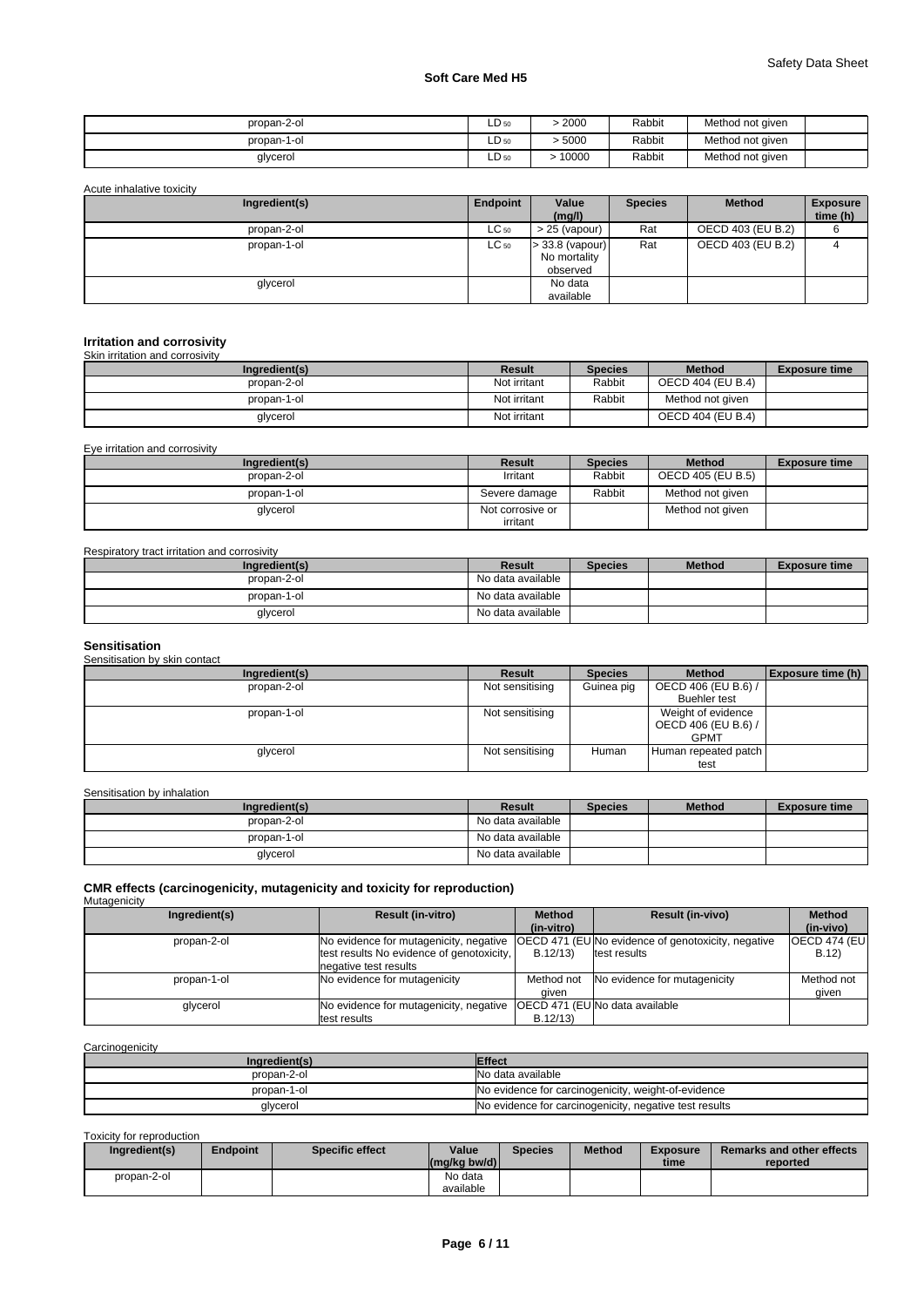| | | | | | |
|---|---|---|---|---|---|
| propan-2-ol | $LD_{50}$ | > 2000 | Rabbit | Method not given | |
| propan-1-ol | $LD_{50}$ | > 5000 | Rabbit | Method not given | |
| glycerol | $LD_{50}$ | > 10000 | Rabbit | Method not given | |

Acute inhalative toxicity

| Ingredient(s) | Endpoint | Value (mg/l) | Species | Method | Exposure time (h) |
|---|---|---|---|---|---|
| propan-2-ol | $LC_{50}$ | > 25 (vapour) | Rat | OECD 403 (EU B.2) | 6 |
| propan-1-ol | $LC_{50}$ | > 33.8 (vapour) No mortality observed | Rat | OECD 403 (EU B.2) | 4 |
| glycerol | | No data available | | | |

## Irritation and corrosivity

Skin irritation and corrosivity

| Ingredient(s) | Result | Species | Method | Exposure time |
|---|---|---|---|---|
| propan-2-ol | Not irritant | Rabbit | OECD 404 (EU B.4) | |
| propan-1-ol | Not irritant | Rabbit | Method not given | |
| glycerol | Not irritant | | OECD 404 (EU B.4) | |

Eye irritation and corrosivity

| Ingredient(s) | Result | Species | Method | Exposure time |
|---|---|---|---|---|
| propan-2-ol | Irritant | Rabbit | OECD 405 (EU B.5) | |
| propan-1-ol | Severe damage | Rabbit | Method not given | |
| glycerol | Not corrosive or irritant | | Method not given | |

Respiratory tract irritation and corrosivity

| Ingredient(s) | Result | Species | Method | Exposure time |
|---|---|---|---|---|
| propan-2-ol | No data available | | | |
| propan-1-ol | No data available | | | |
| glycerol | No data available | | | |

## Sensitisation

Sensitisation by skin contact

| Ingredient(s) | Result | Species | Method | Exposure time (h) |
|---|---|---|---|---|
| propan-2-ol | Not sensitising | Guinea pig | OECD 406 (EU B.6) / Buehler test | |
| propan-1-ol | Not sensitising | | Weight of evidence OECD 406 (EU B.6) / GPMT | |
| glycerol | Not sensitising | Human | Human repeated patch test | |

Sensitisation by inhalation

| Ingredient(s) | Result | Species | Method | Exposure time |
|---|---|---|---|---|
| propan-2-ol | No data available | | | |
| propan-1-ol | No data available | | | |
| glycerol | No data available | | | |

## CMR effects (carcinogenicity, mutagenicity and toxicity for reproduction)

Mutagenicity

| Ingredient(s) | Result (in-vitro) | Method (in-vitro) | Result (in-vivo) | Method (in-vivo) |
|---|---|---|---|---|
| propan-2-ol | No evidence for mutagenicity, negative test results No evidence for genotoxicity, negative test results | OECD 471 (EU B.12/13) | No evidence of genotoxicity, negative test results | OECD 474 (EU B.12) |
| propan-1-ol | No evidence for mutagenicity | Method not given | No evidence for mutagenicity | Method not given |
| glycerol | No evidence for mutagenicity, negative test results | OECD 471 (EU B.12/13) | No data available | |

Carcinogenicity

| Ingredient(s) | Effect |
|---|---|
| propan-2-ol | No data available |
| propan-1-ol | No evidence for carcinogenicity, weight-of-evidence |
| glycerol | No evidence for carcinogenicity, negative test results |

Toxicity for reproduction

| Ingredient(s) | Endpoint | Specific effect | Value (mg/kg bw/d) | Species | Method | Exposure time | Remarks and other effects reported |
|---|---|---|---|---|---|---|---|
| propan-2-ol | | | No data available | | | | |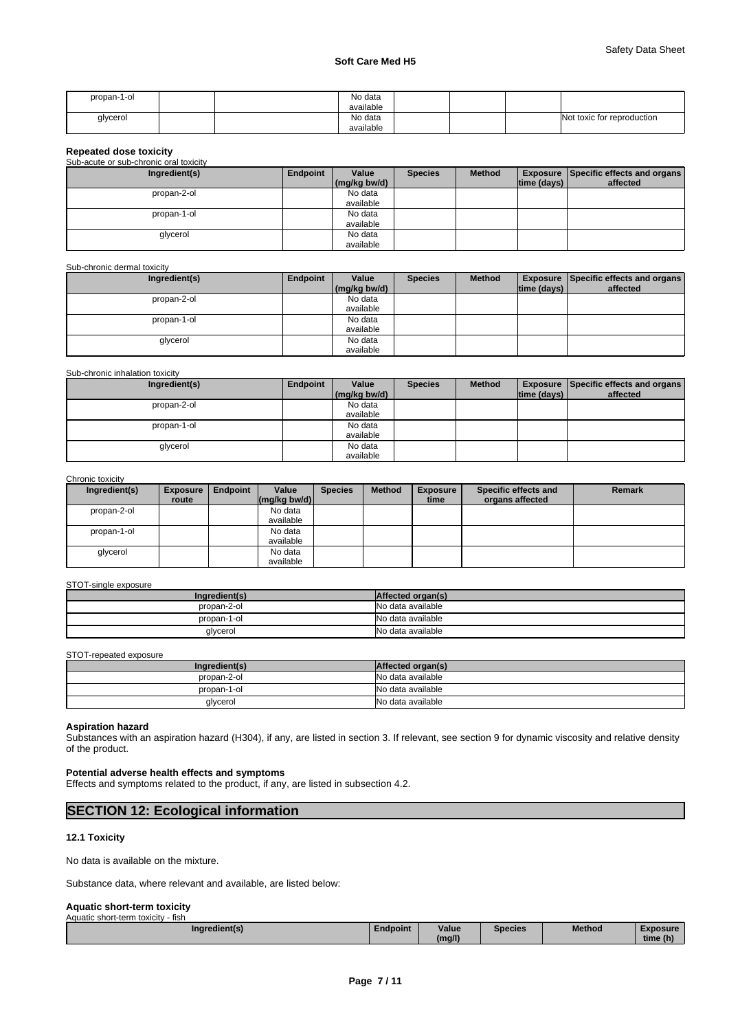| propan-1-ol | | | No data available | | | | |
|---|---|---|---|---|---|---|---|
| glycerol | | | No data available | | | | Not toxic for reproduction |

**Repeated dose toxicity**

Sub-acute or sub-chronic oral toxicity

| Ingredient(s) | Endpoint | Value (mg/kg bw/d) | Species | Method | Exposure time (days) | Specific effects and organs affected |
|---|---|---|---|---|---|---|
| propan-2-ol | | No data available | | | | |
| propan-1-ol | | No data available | | | | |
| glycerol | | No data available | | | | |

Sub-chronic dermal toxicity

| Ingredient(s) | Endpoint | Value (mg/kg bw/d) | Species | Method | Exposure time (days) | Specific effects and organs affected |
|---|---|---|---|---|---|---|
| propan-2-ol | | No data available | | | | |
| propan-1-ol | | No data available | | | | |
| glycerol | | No data available | | | | |

Sub-chronic inhalation toxicity

| Ingredient(s) | Endpoint | Value (mg/kg bw/d) | Species | Method | Exposure time (days) | Specific effects and organs affected |
|---|---|---|---|---|---|---|
| propan-2-ol | | No data available | | | | |
| propan-1-ol | | No data available | | | | |
| glycerol | | No data available | | | | |

Chronic toxicity

| Ingredient(s) | Exposure route | Endpoint | Value (mg/kg bw/d) | Species | Method | Exposure time | Specific effects and organs affected | Remark |
|---|---|---|---|---|---|---|---|---|
| propan-2-ol | | | No data available | | | | | |
| propan-1-ol | | | No data available | | | | | |
| glycerol | | | No data available | | | | | |

STOT-single exposure

| Ingredient(s) | Affected organ(s) |
|---|---|
| propan-2-ol | No data available |
| propan-1-ol | No data available |
| glycerol | No data available |

STOT-repeated exposure

| Ingredient(s) | Affected organ(s) |
|---|---|
| propan-2-ol | No data available |
| propan-1-ol | No data available |
| glycerol | No data available |

**Aspiration hazard**

Substances with an aspiration hazard (H304), if any, are listed in section 3. If relevant, see section 9 for dynamic viscosity and relative density of the product.

**Potential adverse health effects and symptoms**

Effects and symptoms related to the product, if any, are listed in subsection 4.2.

## SECTION 12: Ecological information

### 12.1 Toxicity

No data is available on the mixture.

Substance data, where relevant and available, are listed below:

**Aquatic short-term toxicity**

Aquatic short-term toxicity - fish

| Ingredient(s) | Endpoint | Value (mg/l) | Species | Method | Exposure time (h) |
|---|---|---|---|---|---|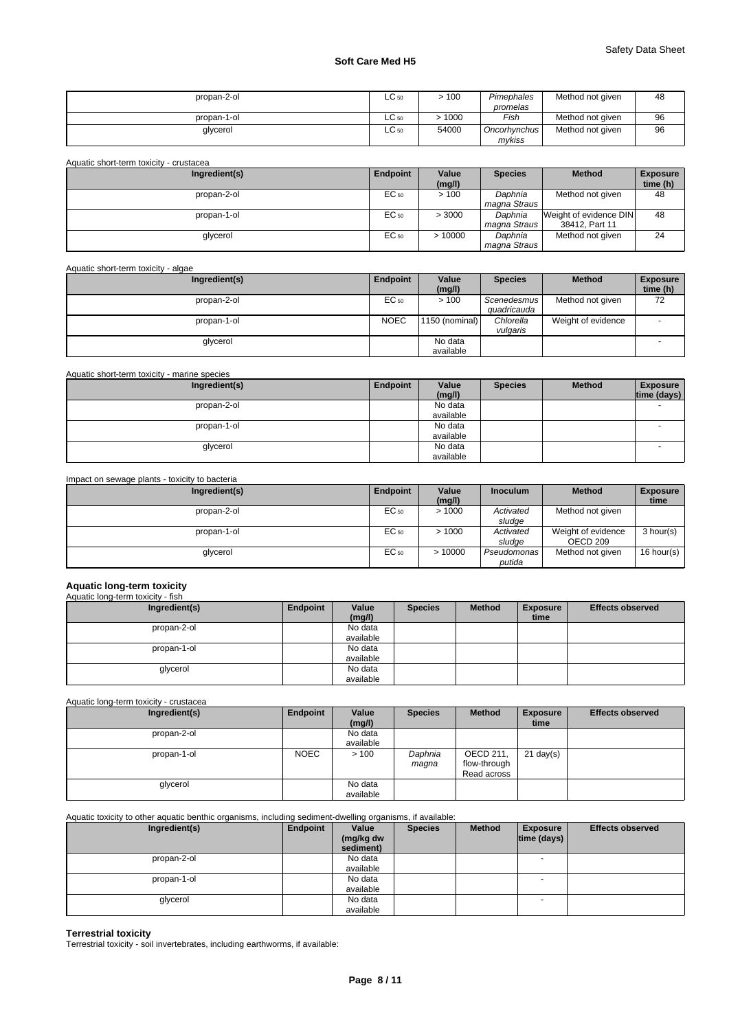| propan-2-ol | $LC_{50}$ | > 100 | *Pimephales promelas* | Method not given | 48 |
|---|---|---|---|---|---|
| propan-1-ol | $LC_{50}$ | > 1000 | *Fish* | Method not given | 96 |
| glycerol | $LC_{50}$ | 54000 | *Oncorhynchus mykiss* | Method not given | 96 |

Aquatic short-term toxicity - crustacea

| Ingredient(s) | Endpoint | Value (mg/l) | Species | Method | Exposure time (h) |
|---|---|---|---|---|---|
| propan-2-ol | $EC_{50}$ | > 100 | *Daphnia magna Straus* | Method not given | 48 |
| propan-1-ol | $EC_{50}$ | > 3000 | *Daphnia magna Straus* | Weight of evidence DIN 38412, Part 11 | 48 |
| glycerol | $EC_{50}$ | > 10000 | *Daphnia magna Straus* | Method not given | 24 |

Aquatic short-term toxicity - algae

| Ingredient(s) | Endpoint | Value (mg/l) | Species | Method | Exposure time (h) |
|---|---|---|---|---|---|
| propan-2-ol | $EC_{50}$ | > 100 | *Scenedesmus quadricauda* | Method not given | 72 |
| propan-1-ol | NOEC | 1150 (nominal) | *Chlorella vulgaris* | Weight of evidence | - |
| glycerol | | No data available | | | - |

Aquatic short-term toxicity - marine species

| Ingredient(s) | Endpoint | Value (mg/l) | Species | Method | Exposure time (days) |
|---|---|---|---|---|---|
| propan-2-ol | | No data available | | | - |
| propan-1-ol | | No data available | | | - |
| glycerol | | No data available | | | - |

Impact on sewage plants - toxicity to bacteria

| Ingredient(s) | Endpoint | Value (mg/l) | Inoculum | Method | Exposure time |
|---|---|---|---|---|---|
| propan-2-ol | $EC_{50}$ | > 1000 | *Activated sludge* | Method not given | |
| propan-1-ol | $EC_{50}$ | > 1000 | *Activated sludge* | Weight of evidence OECD 209 | 3 hour(s) |
| glycerol | $EC_{50}$ | > 10000 | *Pseudomonas putida* | Method not given | 16 hour(s) |

**Aquatic long-term toxicity**

Aquatic long-term toxicity - fish

| Ingredient(s) | Endpoint | Value (mg/l) | Species | Method | Exposure time | Effects observed |
|---|---|---|---|---|---|---|
| propan-2-ol | | No data available | | | | |
| propan-1-ol | | No data available | | | | |
| glycerol | | No data available | | | | |

Aquatic long-term toxicity - crustacea

| Ingredient(s) | Endpoint | Value (mg/l) | Species | Method | Exposure time | Effects observed |
|---|---|---|---|---|---|---|
| propan-2-ol | | No data available | | | | |
| propan-1-ol | NOEC | > 100 | *Daphnia magna* | OECD 211, flow-through Read across | 21 day(s) | |
| glycerol | | No data available | | | | |

Aquatic toxicity to other aquatic benthic organisms, including sediment-dwelling organisms, if available:

| Ingredient(s) | Endpoint | Value (mg/kg dw sediment) | Species | Method | Exposure time (days) | Effects observed |
|---|---|---|---|---|---|---|
| propan-2-ol | | No data available | | | - | |
| propan-1-ol | | No data available | | | - | |
| glycerol | | No data available | | | - | |

**Terrestrial toxicity**

Terrestrial toxicity - soil invertebrates, including earthworms, if available: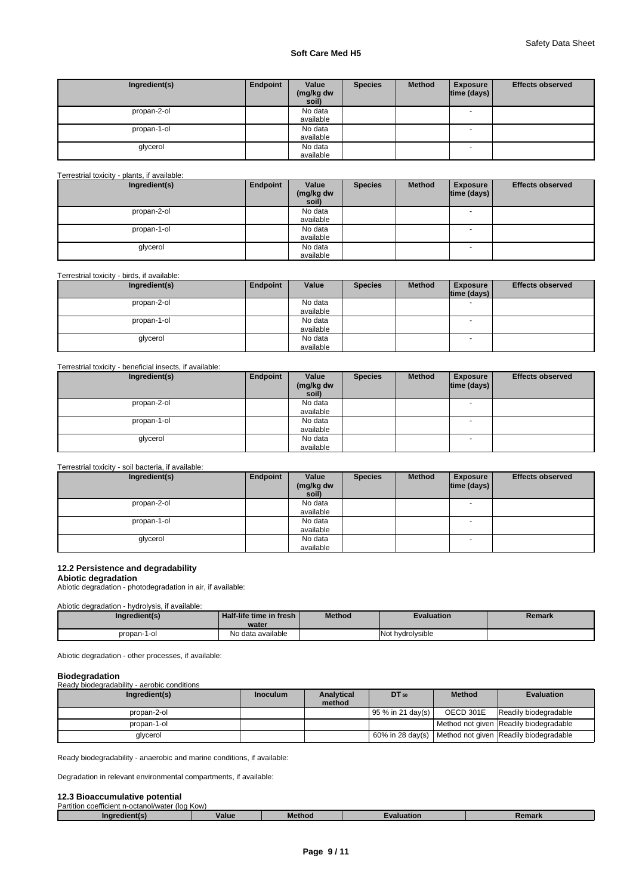| Ingredient(s) | Endpoint | Value (mg/kg dw soil) | Species | Method | Exposure time (days) | Effects observed |
|---|---|---|---|---|---|---|
| propan-2-ol | | No data available | | | - | |
| propan-1-ol | | No data available | | | - | |
| glycerol | | No data available | | | - | |

Terrestrial toxicity - plants, if available:

| Ingredient(s) | Endpoint | Value (mg/kg dw soil) | Species | Method | Exposure time (days) | Effects observed |
|---|---|---|---|---|---|---|
| propan-2-ol | | No data available | | | - | |
| propan-1-ol | | No data available | | | - | |
| glycerol | | No data available | | | - | |

Terrestrial toxicity - birds, if available:

| Ingredient(s) | Endpoint | Value | Species | Method | Exposure time (days) | Effects observed |
|---|---|---|---|---|---|---|
| propan-2-ol | | No data available | | | - | |
| propan-1-ol | | No data available | | | - | |
| glycerol | | No data available | | | - | |

Terrestrial toxicity - beneficial insects, if available:

| Ingredient(s) | Endpoint | Value (mg/kg dw soil) | Species | Method | Exposure time (days) | Effects observed |
|---|---|---|---|---|---|---|
| propan-2-ol | | No data available | | | - | |
| propan-1-ol | | No data available | | | - | |
| glycerol | | No data available | | | - | |

Terrestrial toxicity - soil bacteria, if available:

| Ingredient(s) | Endpoint | Value (mg/kg dw soil) | Species | Method | Exposure time (days) | Effects observed |
|---|---|---|---|---|---|---|
| propan-2-ol | | No data available | | | - | |
| propan-1-ol | | No data available | | | - | |
| glycerol | | No data available | | | - | |

### 12.2 Persistence and degradability

**Abiotic degradation**

Abiotic degradation - photodegradation in air, if available:

Abiotic degradation - hydrolysis, if available:

| Ingredient(s) | Half-life time in fresh water | Method | Evaluation | Remark |
|---|---|---|---|---|
| propan-1-ol | No data available | | Not hydrolysible | |

Abiotic degradation - other processes, if available:

**Biodegradation**

Ready biodegradability - aerobic conditions

| Ingredient(s) | Inoculum | Analytical method | $DT_{50}$ | Method | Evaluation |
|---|---|---|---|---|---|
| propan-2-ol | | | 95 % in 21 day(s) | OECD 301E | Readily biodegradable |
| propan-1-ol | | | | Method not given | Readily biodegradable |
| glycerol | | | 60% in 28 day(s) | Method not given | Readily biodegradable |

Ready biodegradability - anaerobic and marine conditions, if available:

Degradation in relevant environmental compartments, if available:

### 12.3 Bioaccumulative potential

Partition coefficient n-octanol/water (log Kow)

| Ingredient(s) | Value | Method | Evaluation | Remark |
|---|---|---|---|---|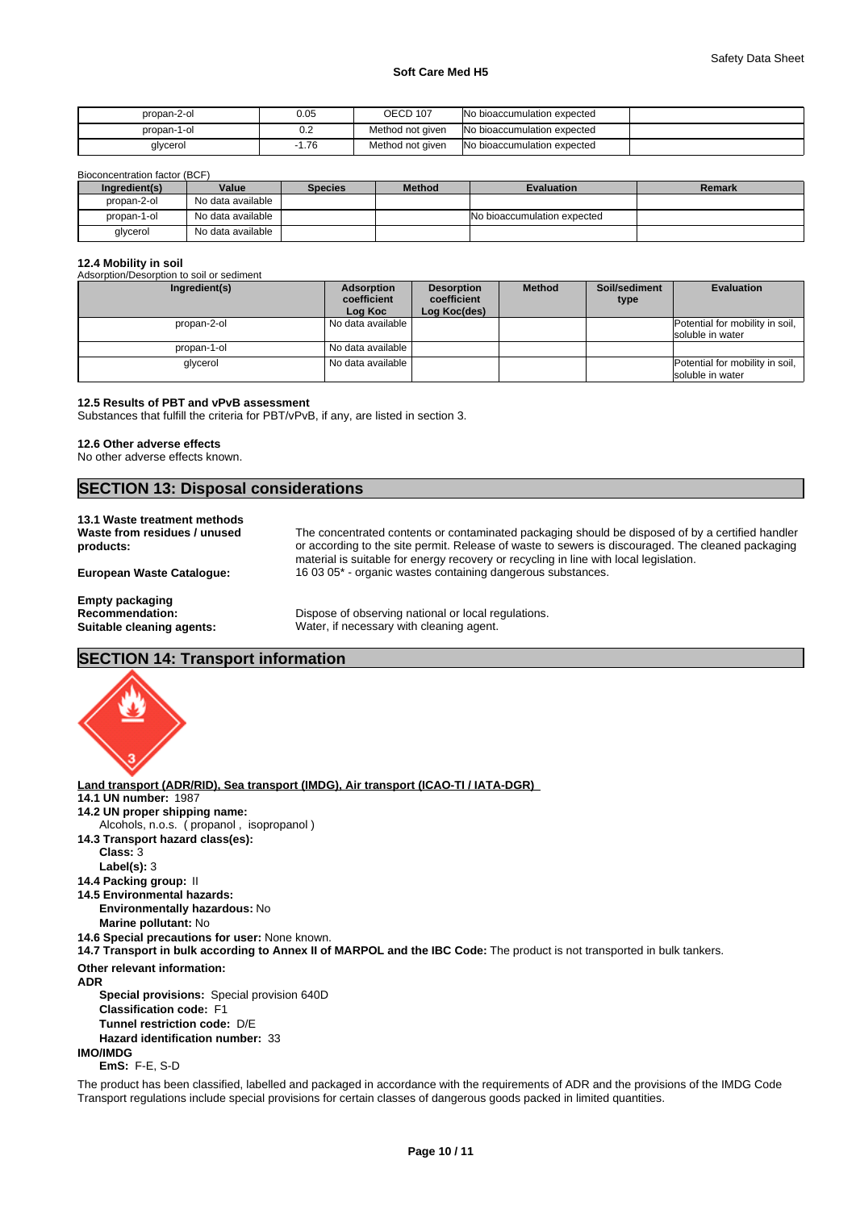| propan-2-ol | 0.05 | OECD 107 | No bioaccumulation expected | |
|---|---|---|---|---|
| propan-1-ol | 0.2 | Method not given | No bioaccumulation expected | |
| glycerol | -1.76 | Method not given | No bioaccumulation expected | |

Bioconcentration factor (BCF)

| Ingredient(s) | Value | Species | Method | Evaluation | Remark |
|---|---|---|---|---|---|
| propan-2-ol | No data available | | | | |
| propan-1-ol | No data available | | | No bioaccumulation expected | |
| glycerol | No data available | | | | |

**12.4 Mobility in soil**

Adsorption/Desorption to soil or sediment

| Ingredient(s) | Adsorption coefficient Log Koc | Desorption coefficient Log Koc(des) | Method | Soil/sediment type | Evaluation |
|---|---|---|---|---|---|
| propan-2-ol | No data available | | | | Potential for mobility in soil, soluble in water |
| propan-1-ol | No data available | | | | |
| glycerol | No data available | | | | Potential for mobility in soil, soluble in water |

**12.5 Results of PBT and vPvB assessment**

Substances that fulfill the criteria for PBT/vPvB, if any, are listed in section 3.

**12.6 Other adverse effects**

No other adverse effects known.

## SECTION 13: Disposal considerations

**13.1 Waste treatment methods**

**Waste from residues / unused products:** The concentrated contents or contaminated packaging should be disposed of by a certified handler or according to the site permit. Release of waste to sewers is discouraged. The cleaned packaging material is suitable for energy recovery or recycling in line with local legislation.

**European Waste Catalogue:** 16 03 05* - organic wastes containing dangerous substances.

**Empty packaging**

**Recommendation:** Dispose of observing national or local regulations.

**Suitable cleaning agents:** Water, if necessary with cleaning agent.

## SECTION 14: Transport information

**Land transport (ADR/RID), Sea transport (IMDG), Air transport (ICAO-TI / IATA-DGR)**

**14.1 UN number:** 1987

**14.2 UN proper shipping name:**

Alcohols, n.o.s. ( propanol , isopropanol )

**14.3 Transport hazard class(es):**

**Class:** 3

**Label(s):** 3

**14.4 Packing group:** II

**14.5 Environmental hazards:**

**Environmentally hazardous:** No

**Marine pollutant:** No

**14.6 Special precautions for user:** None known.

**14.7 Transport in bulk according to Annex II of MARPOL and the IBC Code:** The product is not transported in bulk tankers.

**Other relevant information:**

**ADR**

**Special provisions:** Special provision 640D

**Classification code:** F1

**Tunnel restriction code:** D/E

**Hazard identification number:** 33

**IMO/IMDG**

**EmS:** F-E, S-D

The product has been classified, labelled and packaged in accordance with the requirements of ADR and the provisions of the IMDG Code Transport regulations include special provisions for certain classes of dangerous goods packed in limited quantities.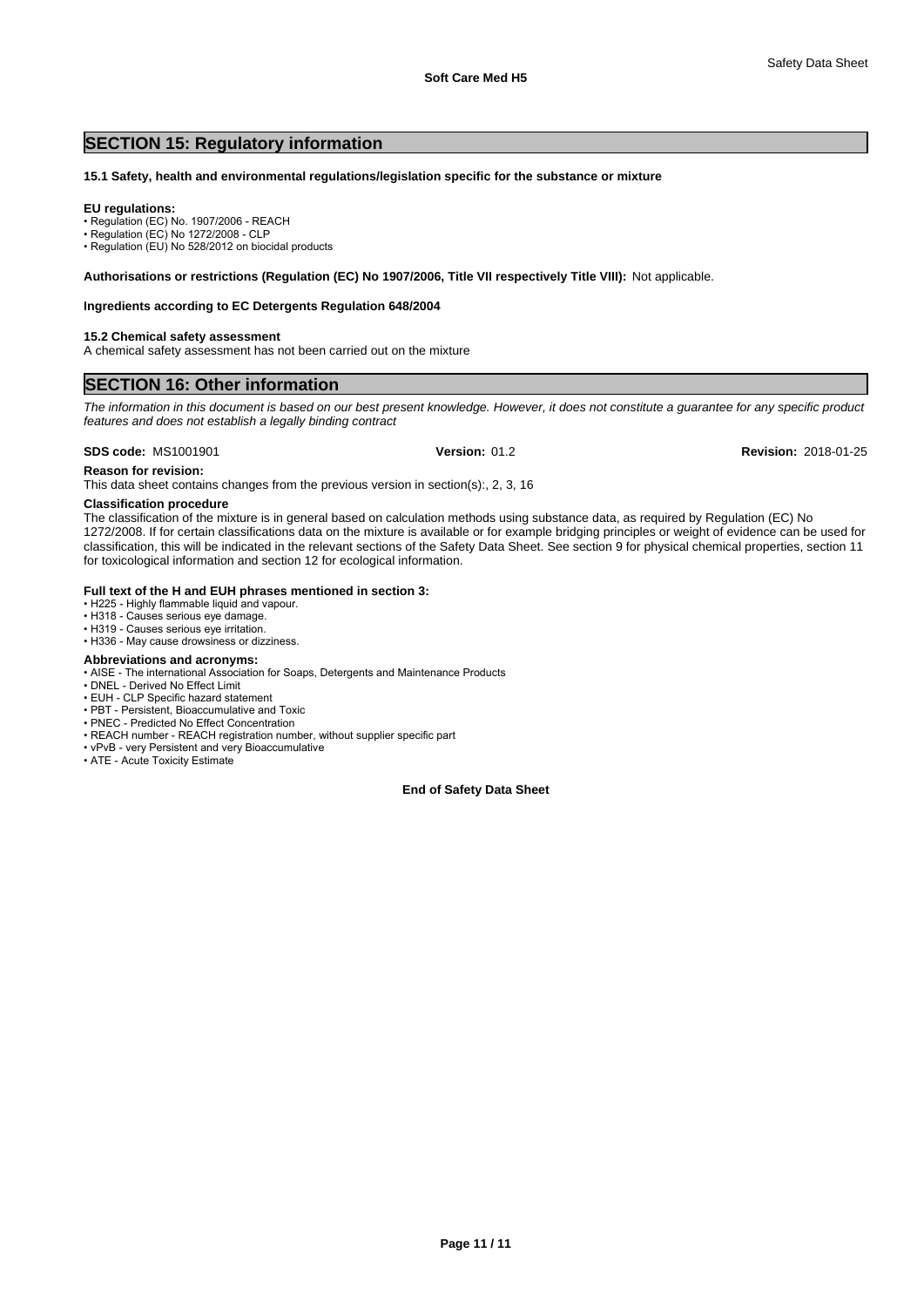## SECTION 15: Regulatory information

**15.1 Safety, health and environmental regulations/legislation specific for the substance or mixture**

**EU regulations:**
- Regulation (EC) No. 1907/2006 - REACH
- Regulation (EC) No 1272/2008 - CLP
- Regulation (EU) No 528/2012 on biocidal products

**Authorisations or restrictions (Regulation (EC) No 1907/2006, Title VII respectively Title VIII):** Not applicable.

**Ingredients according to EC Detergents Regulation 648/2004**

**15.2 Chemical safety assessment**

A chemical safety assessment has not been carried out on the mixture

## SECTION 16: Other information

*The information in this document is based on our best present knowledge. However, it does not constitute a guarantee for any specific product features and does not establish a legally binding contract*

**SDS code:** MS1001901 **Version:** 01.2 **Revision:** 2018-01-25

**Reason for revision:**

This data sheet contains changes from the previous version in section(s):, 2, 3, 16

**Classification procedure**

The classification of the mixture is in general based on calculation methods using substance data, as required by Regulation (EC) No 1272/2008. If for certain classifications data on the mixture is available or for example bridging principles or weight of evidence can be used for classification, this will be indicated in the relevant sections of the Safety Data Sheet. See section 9 for physical chemical properties, section 11 for toxicological information and section 12 for ecological information.

**Full text of the H and EUH phrases mentioned in section 3:**
- H225 - Highly flammable liquid and vapour.
- H318 - Causes serious eye damage.
- H319 - Causes serious eye irritation.
- H336 - May cause drowsiness or dizziness.

**Abbreviations and acronyms:**
- AISE - The international Association for Soaps, Detergents and Maintenance Products
- DNEL - Derived No Effect Limit
- EUH - CLP Specific hazard statement
- PBT - Persistent, Bioaccumulative and Toxic
- PNEC - Predicted No Effect Concentration
- REACH number - REACH registration number, without supplier specific part
- vPvB - very Persistent and very Bioaccumulative
- ATE - Acute Toxicity Estimate

**End of Safety Data Sheet**